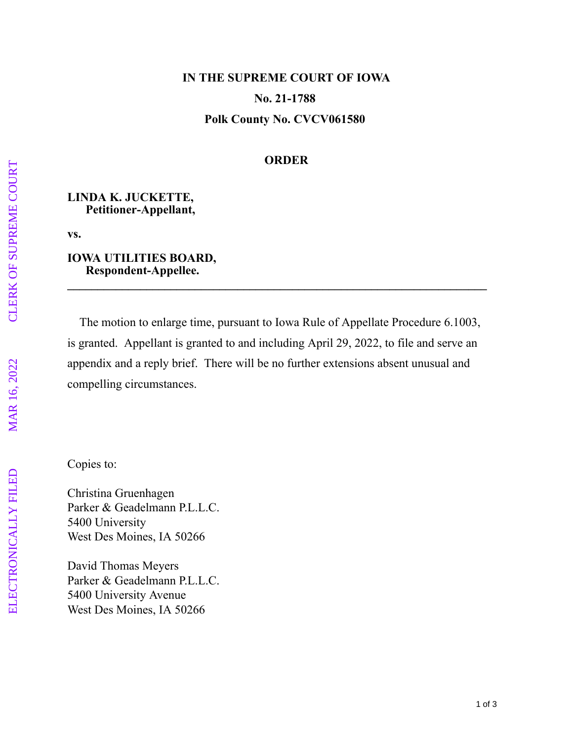**IN THE SUPREME COURT OF IOWA**

**No. 21-1788**

**Polk County No. CVCV061580**

**ORDER**

**LINDA K. JUCKETTE,**
**Petitioner-Appellant,**

**vs.**

**IOWA UTILITIES BOARD,**
**Respondent-Appellee.**

---

The motion to enlarge time, pursuant to Iowa Rule of Appellate Procedure 6.1003, is granted. Appellant is granted to and including April 29, 2022, to file and serve an appendix and a reply brief. There will be no further extensions absent unusual and compelling circumstances.

Copies to:

Christina Gruenhagen
Parker & Geadelmann P.L.L.C.
5400 University
West Des Moines, IA 50266

David Thomas Meyers
Parker & Geadelmann P.L.L.C.
5400 University Avenue
West Des Moines, IA 50266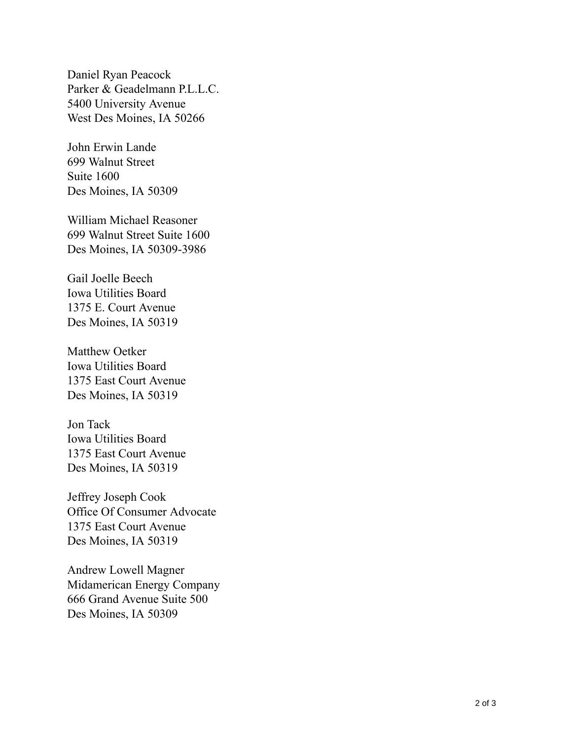Daniel Ryan Peacock
Parker & Geadelmann P.L.L.C.
5400 University Avenue
West Des Moines, IA 50266

John Erwin Lande
699 Walnut Street
Suite 1600
Des Moines, IA 50309

William Michael Reasoner
699 Walnut Street Suite 1600
Des Moines, IA 50309-3986

Gail Joelle Beech
Iowa Utilities Board
1375 E. Court Avenue
Des Moines, IA 50319

Matthew Oetker
Iowa Utilities Board
1375 East Court Avenue
Des Moines, IA 50319

Jon Tack
Iowa Utilities Board
1375 East Court Avenue
Des Moines, IA 50319

Jeffrey Joseph Cook
Office Of Consumer Advocate
1375 East Court Avenue
Des Moines, IA 50319

Andrew Lowell Magner
Midamerican Energy Company
666 Grand Avenue Suite 500
Des Moines, IA 50309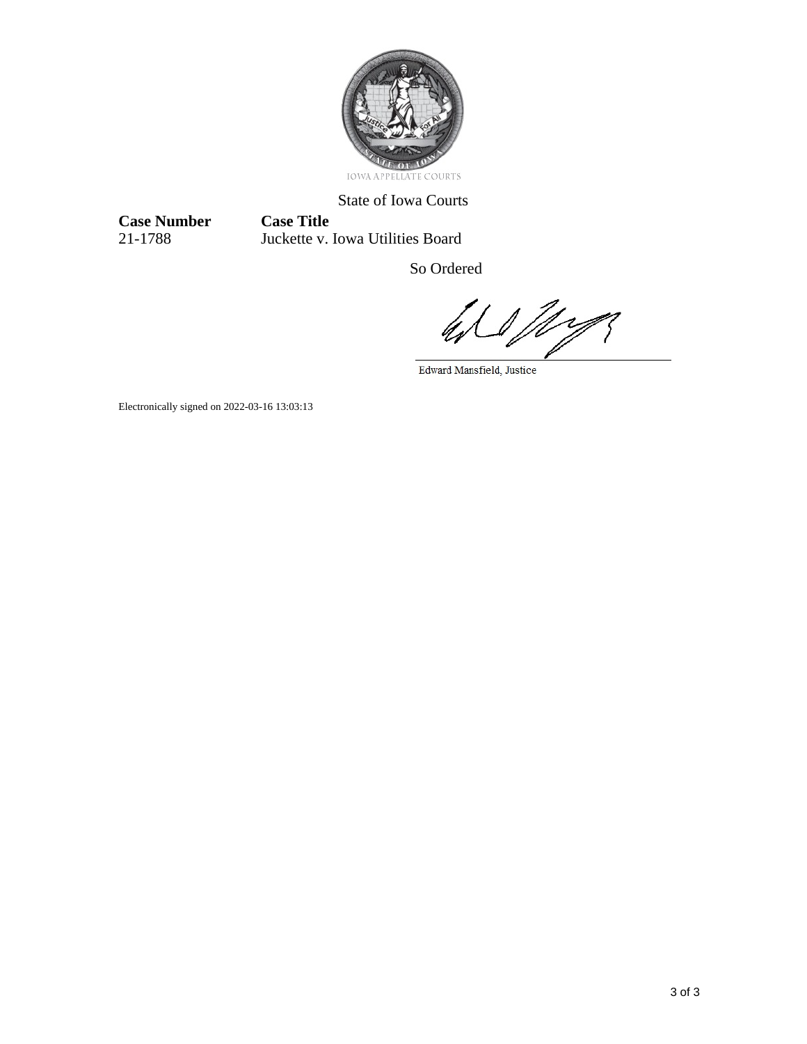IOWA APPELLATE COURTS

State of Iowa Courts

| **Case Number** | **Case Title** |
| --- | --- |
| 21-1788 | Juckette v. Iowa Utilities Board |

So Ordered

Edward Mansfield, Justice

Electronically signed on 2022-03-16 13:03:13